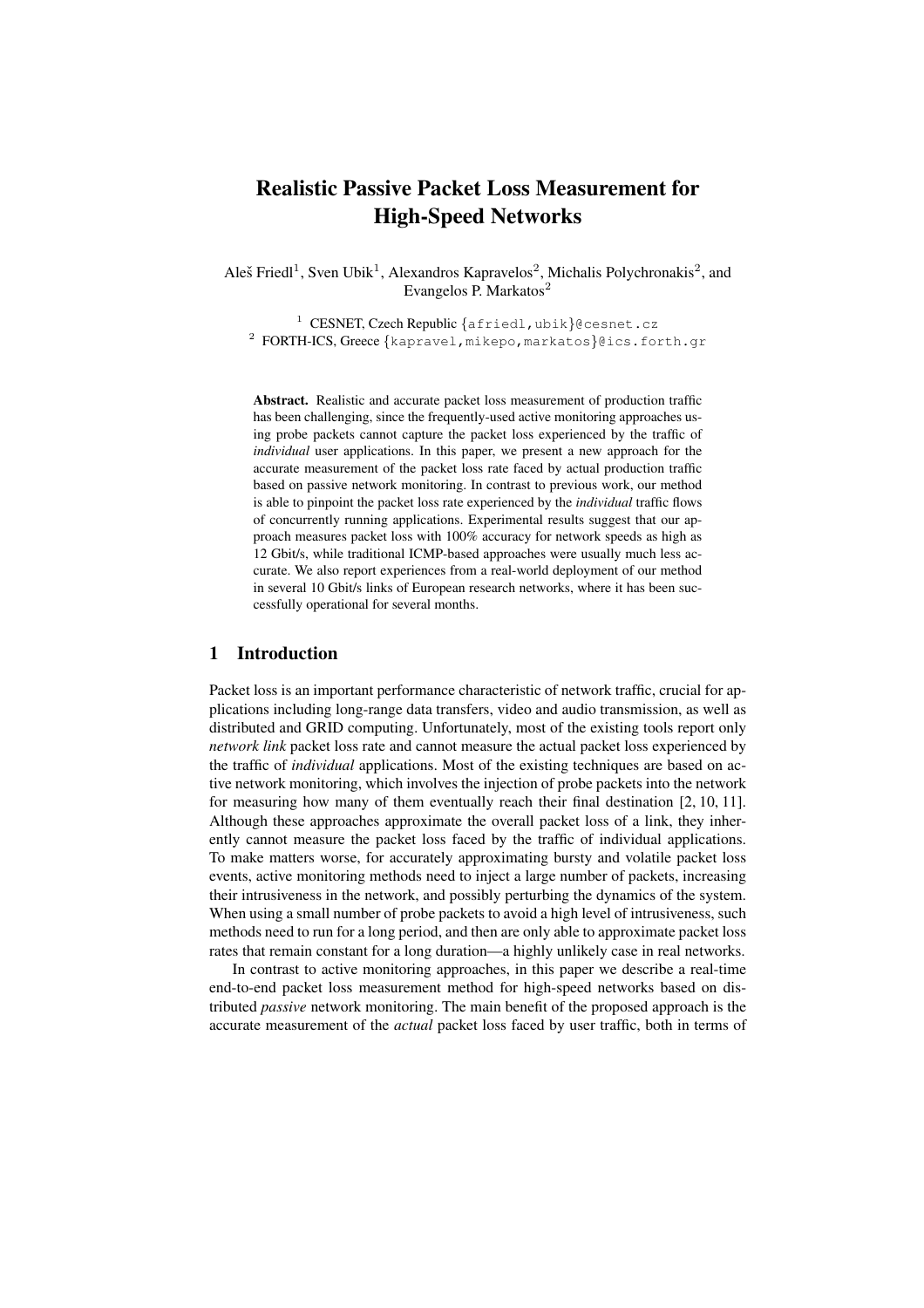# Realistic Passive Packet Loss Measurement for High-Speed Networks

Aleš Friedl[1], Sven Ubik[1], Alexandros Kapravelos[2], Michalis Polychronakis[2], and Evangelos P. Markatos[2]

[1] CESNET, Czech Republic {afriedl,ubik}@cesnet.cz
[2] FORTH-ICS, Greece {kapravel,mikepo,markatos}@ics.forth.gr

**Abstract.** Realistic and accurate packet loss measurement of production traffic has been challenging, since the frequently-used active monitoring approaches using probe packets cannot capture the packet loss experienced by the traffic of *individual* user applications. In this paper, we present a new approach for the accurate measurement of the packet loss rate faced by actual production traffic based on passive network monitoring. In contrast to previous work, our method is able to pinpoint the packet loss rate experienced by the *individual* traffic flows of concurrently running applications. Experimental results suggest that our approach measures packet loss with 100% accuracy for network speeds as high as 12 Gbit/s, while traditional ICMP-based approaches were usually much less accurate. We also report experiences from a real-world deployment of our method in several 10 Gbit/s links of European research networks, where it has been successfully operational for several months.

## 1 Introduction

Packet loss is an important performance characteristic of network traffic, crucial for applications including long-range data transfers, video and audio transmission, as well as distributed and GRID computing. Unfortunately, most of the existing tools report only *network link* packet loss rate and cannot measure the actual packet loss experienced by the traffic of *individual* applications. Most of the existing techniques are based on active network monitoring, which involves the injection of probe packets into the network for measuring how many of them eventually reach their final destination [2, 10, 11]. Although these approaches approximate the overall packet loss of a link, they inherently cannot measure the packet loss faced by the traffic of individual applications. To make matters worse, for accurately approximating bursty and volatile packet loss events, active monitoring methods need to inject a large number of packets, increasing their intrusiveness in the network, and possibly perturbing the dynamics of the system. When using a small number of probe packets to avoid a high level of intrusiveness, such methods need to run for a long period, and then are only able to approximate packet loss rates that remain constant for a long duration—a highly unlikely case in real networks.

In contrast to active monitoring approaches, in this paper we describe a real-time end-to-end packet loss measurement method for high-speed networks based on distributed *passive* network monitoring. The main benefit of the proposed approach is the accurate measurement of the *actual* packet loss faced by user traffic, both in terms of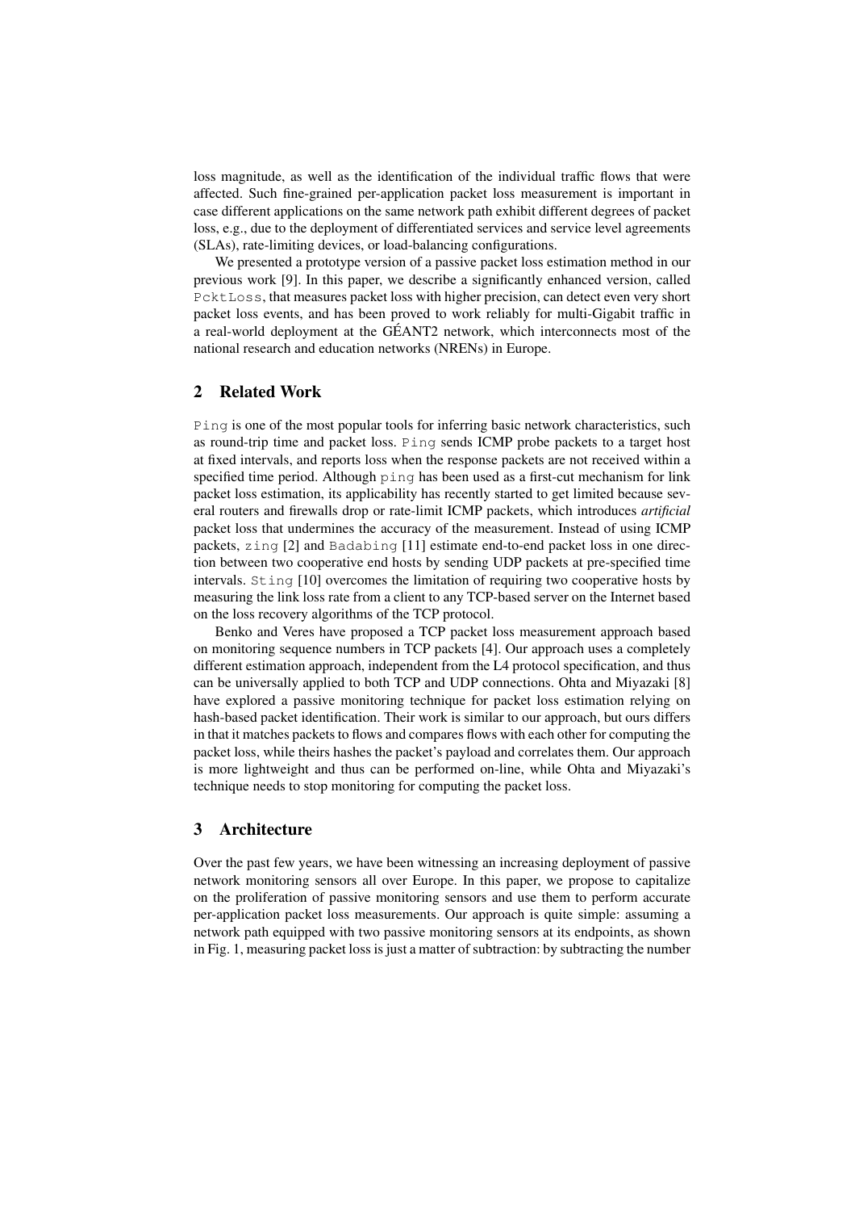loss magnitude, as well as the identification of the individual traffic flows that were affected. Such fine-grained per-application packet loss measurement is important in case different applications on the same network path exhibit different degrees of packet loss, e.g., due to the deployment of differentiated services and service level agreements (SLAs), rate-limiting devices, or load-balancing configurations.

We presented a prototype version of a passive packet loss estimation method in our previous work [9]. In this paper, we describe a significantly enhanced version, called `PcktLoss`, that measures packet loss with higher precision, can detect even very short packet loss events, and has been proved to work reliably for multi-Gigabit traffic in a real-world deployment at the GÉANT2 network, which interconnects most of the national research and education networks (NRENs) in Europe.

## 2 Related Work

`Ping` is one of the most popular tools for inferring basic network characteristics, such as round-trip time and packet loss. `Ping` sends ICMP probe packets to a target host at fixed intervals, and reports loss when the response packets are not received within a specified time period. Although `ping` has been used as a first-cut mechanism for link packet loss estimation, its applicability has recently started to get limited because several routers and firewalls drop or rate-limit ICMP packets, which introduces *artificial* packet loss that undermines the accuracy of the measurement. Instead of using ICMP packets, `zing` [2] and `Badabing` [11] estimate end-to-end packet loss in one direction between two cooperative end hosts by sending UDP packets at pre-specified time intervals. `Sting` [10] overcomes the limitation of requiring two cooperative hosts by measuring the link loss rate from a client to any TCP-based server on the Internet based on the loss recovery algorithms of the TCP protocol.

Benko and Veres have proposed a TCP packet loss measurement approach based on monitoring sequence numbers in TCP packets [4]. Our approach uses a completely different estimation approach, independent from the L4 protocol specification, and thus can be universally applied to both TCP and UDP connections. Ohta and Miyazaki [8] have explored a passive monitoring technique for packet loss estimation relying on hash-based packet identification. Their work is similar to our approach, but ours differs in that it matches packets to flows and compares flows with each other for computing the packet loss, while theirs hashes the packet's payload and correlates them. Our approach is more lightweight and thus can be performed on-line, while Ohta and Miyazaki's technique needs to stop monitoring for computing the packet loss.

## 3 Architecture

Over the past few years, we have been witnessing an increasing deployment of passive network monitoring sensors all over Europe. In this paper, we propose to capitalize on the proliferation of passive monitoring sensors and use them to perform accurate per-application packet loss measurements. Our approach is quite simple: assuming a network path equipped with two passive monitoring sensors at its endpoints, as shown in Fig. 1, measuring packet loss is just a matter of subtraction: by subtracting the number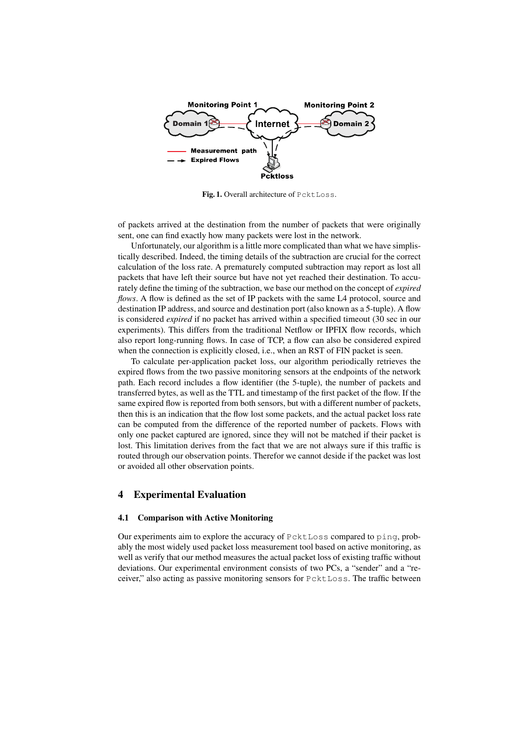Fig. 1. Overall architecture of PcktLoss.

of packets arrived at the destination from the number of packets that were originally sent, one can find exactly how many packets were lost in the network.

Unfortunately, our algorithm is a little more complicated than what we have simplistically described. Indeed, the timing details of the subtraction are crucial for the correct calculation of the loss rate. A prematurely computed subtraction may report as lost all packets that have left their source but have not yet reached their destination. To accurately define the timing of the subtraction, we base our method on the concept of *expired flows*. A flow is defined as the set of IP packets with the same L4 protocol, source and destination IP address, and source and destination port (also known as a 5-tuple). A flow is considered *expired* if no packet has arrived within a specified timeout (30 sec in our experiments). This differs from the traditional Netflow or IPFIX flow records, which also report long-running flows. In case of TCP, a flow can also be considered expired when the connection is explicitly closed, i.e., when an RST of FIN packet is seen.

To calculate per-application packet loss, our algorithm periodically retrieves the expired flows from the two passive monitoring sensors at the endpoints of the network path. Each record includes a flow identifier (the 5-tuple), the number of packets and transferred bytes, as well as the TTL and timestamp of the first packet of the flow. If the same expired flow is reported from both sensors, but with a different number of packets, then this is an indication that the flow lost some packets, and the actual packet loss rate can be computed from the difference of the reported number of packets. Flows with only one packet captured are ignored, since they will not be matched if their packet is lost. This limitation derives from the fact that we are not always sure if this traffic is routed through our observation points. Therefor we cannot deside if the packet was lost or avoided all other observation points.

## 4 Experimental Evaluation

### 4.1 Comparison with Active Monitoring

Our experiments aim to explore the accuracy of PcktLoss compared to ping, probably the most widely used packet loss measurement tool based on active monitoring, as well as verify that our method measures the actual packet loss of existing traffic without deviations. Our experimental environment consists of two PCs, a "sender" and a "receiver," also acting as passive monitoring sensors for PcktLoss. The traffic between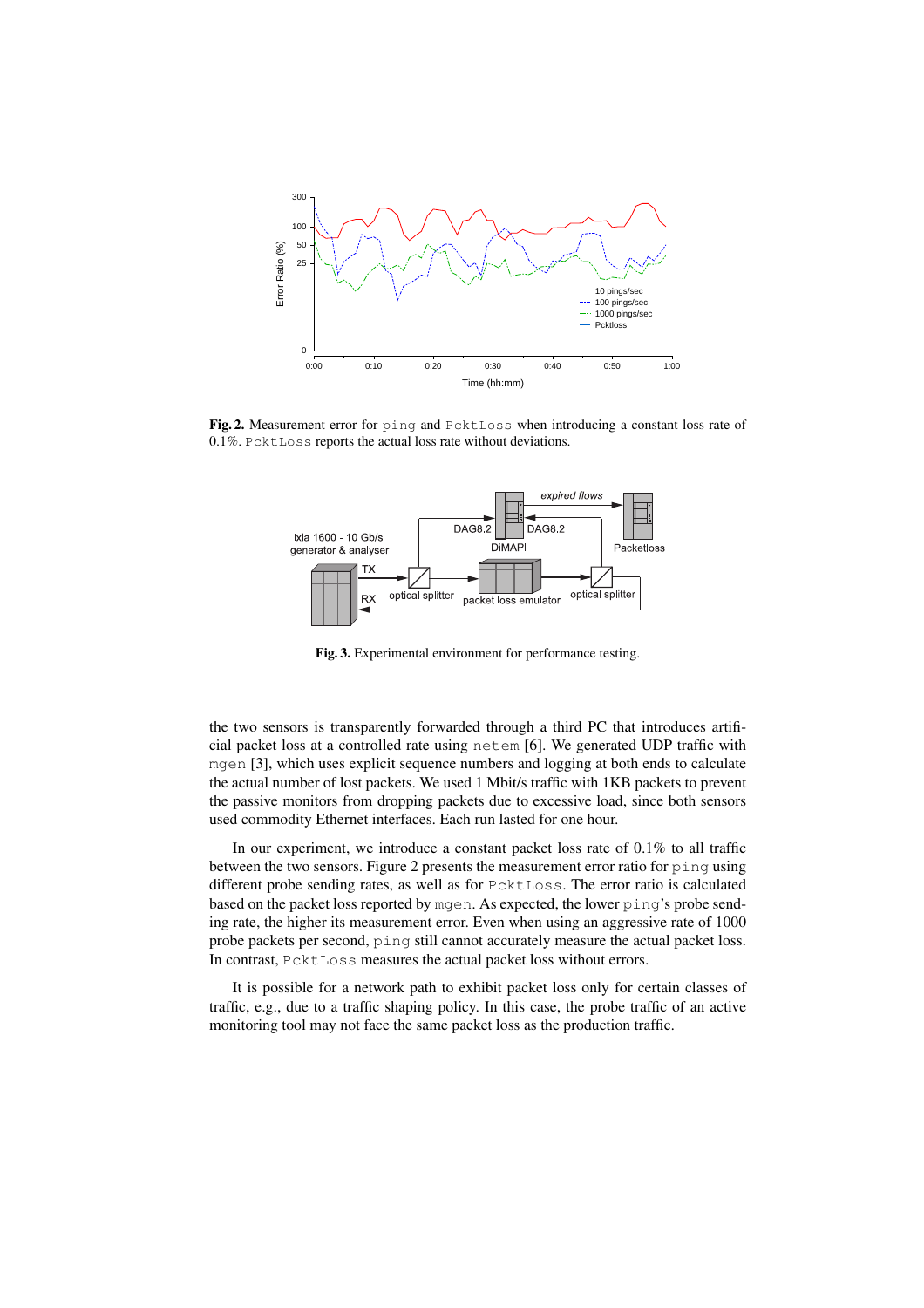**Fig. 2.** Measurement error for `ping` and `PcktLoss` when introducing a constant loss rate of 0.1%. `PcktLoss` reports the actual loss rate without deviations.

**Fig. 3.** Experimental environment for performance testing.

the two sensors is transparently forwarded through a third PC that introduces artificial packet loss at a controlled rate using `netem` [6]. We generated UDP traffic with `mgen` [3], which uses explicit sequence numbers and logging at both ends to calculate the actual number of lost packets. We used 1 Mbit/s traffic with 1KB packets to prevent the passive monitors from dropping packets due to excessive load, since both sensors used commodity Ethernet interfaces. Each run lasted for one hour.

In our experiment, we introduce a constant packet loss rate of 0.1% to all traffic between the two sensors. Figure 2 presents the measurement error ratio for `ping` using different probe sending rates, as well as for `PcktLoss`. The error ratio is calculated based on the packet loss reported by `mgen`. As expected, the lower `ping`'s probe sending rate, the higher its measurement error. Even when using an aggressive rate of 1000 probe packets per second, `ping` still cannot accurately measure the actual packet loss. In contrast, `PcktLoss` measures the actual packet loss without errors.

It is possible for a network path to exhibit packet loss only for certain classes of traffic, e.g., due to a traffic shaping policy. In this case, the probe traffic of an active monitoring tool may not face the same packet loss as the production traffic.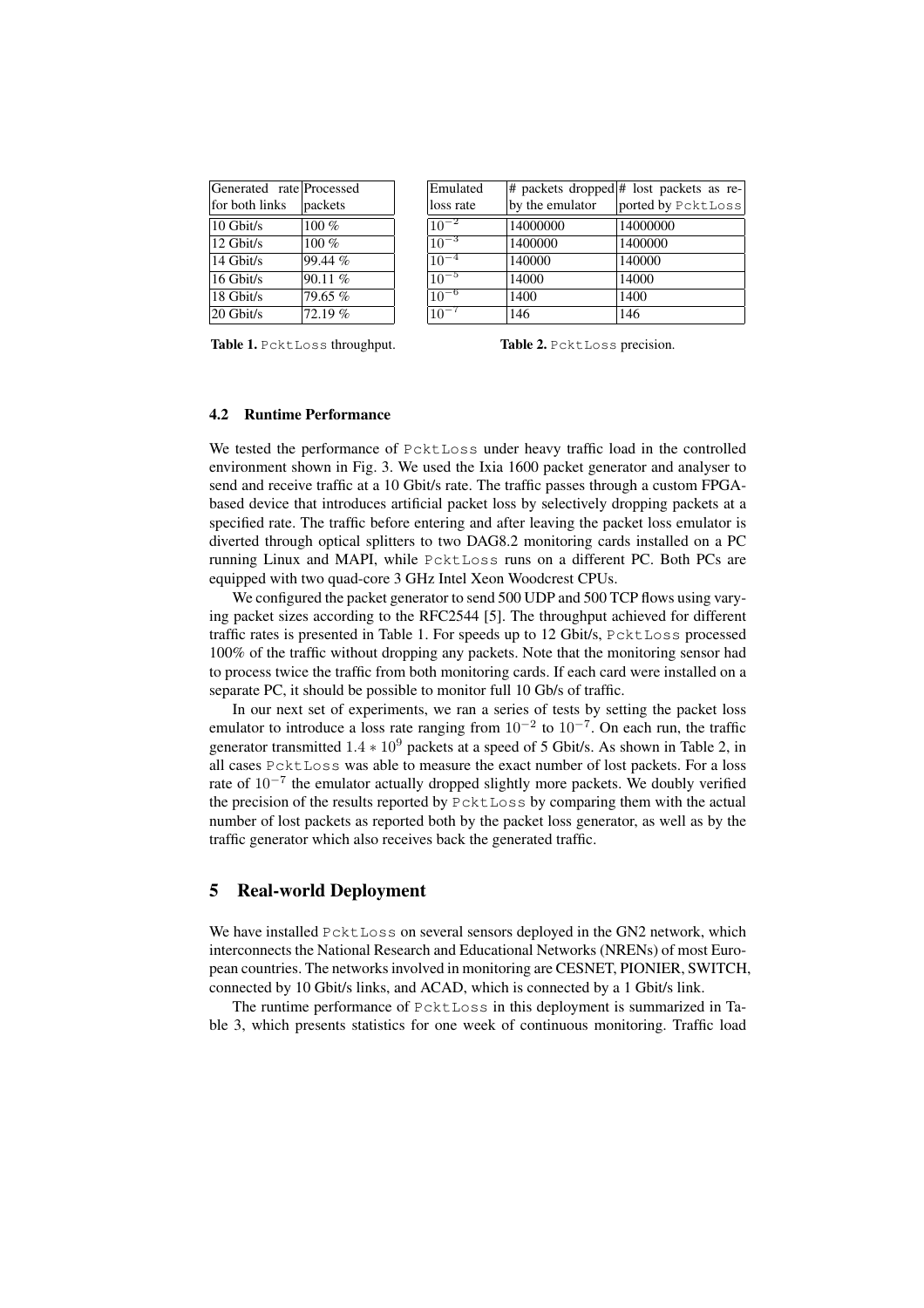| Generated rate for both links | Processed packets |
|---|---|
| 10 Gbit/s | 100 % |
| 12 Gbit/s | 100 % |
| 14 Gbit/s | 99.44 % |
| 16 Gbit/s | 90.11 % |
| 18 Gbit/s | 79.65 % |
| 20 Gbit/s | 72.19 % |

**Table 1.** `PcktLoss` throughput.

| Emulated loss rate | # packets dropped by the emulator | # lost packets as reported by `PcktLoss` |
|---|---|---|
| $10^{-2}$ | 14000000 | 14000000 |
| $10^{-3}$ | 1400000 | 1400000 |
| $10^{-4}$ | 140000 | 140000 |
| $10^{-5}$ | 14000 | 14000 |
| $10^{-6}$ | 1400 | 1400 |
| $10^{-7}$ | 146 | 146 |

**Table 2.** `PcktLoss` precision.

### 4.2 Runtime Performance

We tested the performance of `PcktLoss` under heavy traffic load in the controlled environment shown in Fig. 3. We used the Ixia 1600 packet generator and analyser to send and receive traffic at a 10 Gbit/s rate. The traffic passes through a custom FPGA-based device that introduces artificial packet loss by selectively dropping packets at a specified rate. The traffic before entering and after leaving the packet loss emulator is diverted through optical splitters to two DAG8.2 monitoring cards installed on a PC running Linux and MAPI, while `PcktLoss` runs on a different PC. Both PCs are equipped with two quad-core 3 GHz Intel Xeon Woodcrest CPUs.

We configured the packet generator to send 500 UDP and 500 TCP flows using varying packet sizes according to the RFC2544 [5]. The throughput achieved for different traffic rates is presented in Table 1. For speeds up to 12 Gbit/s, `PcktLoss` processed 100% of the traffic without dropping any packets. Note that the monitoring sensor had to process twice the traffic from both monitoring cards. If each card were installed on a separate PC, it should be possible to monitor full 10 Gb/s of traffic.

In our next set of experiments, we ran a series of tests by setting the packet loss emulator to introduce a loss rate ranging from $10^{-2}$ to $10^{-7}$. On each run, the traffic generator transmitted $1.4 * 10^{9}$ packets at a speed of 5 Gbit/s. As shown in Table 2, in all cases `PcktLoss` was able to measure the exact number of lost packets. For a loss rate of $10^{-7}$ the emulator actually dropped slightly more packets. We doubly verified the precision of the results reported by `PcktLoss` by comparing them with the actual number of lost packets as reported both by the packet loss generator, as well as by the traffic generator which also receives back the generated traffic.

## 5 Real-world Deployment

We have installed `PcktLoss` on several sensors deployed in the GN2 network, which interconnects the National Research and Educational Networks (NRENs) of most European countries. The networks involved in monitoring are CESNET, PIONIER, SWITCH, connected by 10 Gbit/s links, and ACAD, which is connected by a 1 Gbit/s link.

The runtime performance of `PcktLoss` in this deployment is summarized in Table 3, which presents statistics for one week of continuous monitoring. Traffic load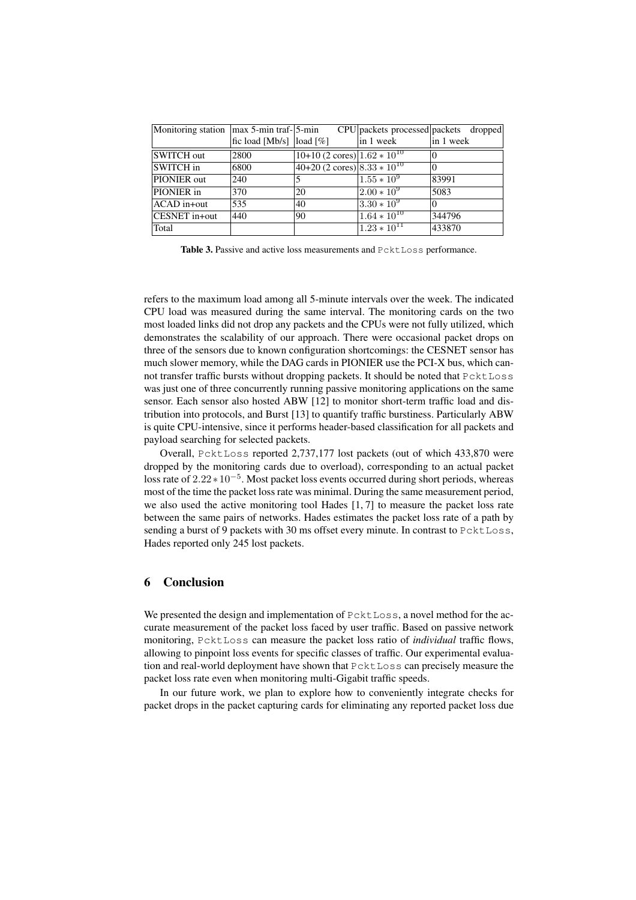| Monitoring station | max 5-min traffic load [Mb/s] | 5-min CPU load [%] | packets processed in 1 week | packets dropped in 1 week |
| --- | --- | --- | --- | --- |
| SWITCH out | 2800 | 10+10 (2 cores) | $1.62 * 10^{10}$ | 0 |
| SWITCH in | 6800 | 40+20 (2 cores) | $8.33 * 10^{10}$ | 0 |
| PIONIER out | 240 | 5 | $1.55 * 10^{9}$ | 83991 |
| PIONIER in | 370 | 20 | $2.00 * 10^{9}$ | 5083 |
| ACAD in+out | 535 | 40 | $3.30 * 10^{9}$ | 0 |
| CESNET in+out | 440 | 90 | $1.64 * 10^{10}$ | 344796 |
| Total | | | $1.23 * 10^{11}$ | 433870 |

**Table 3.** Passive and active loss measurements and `PcktLoss` performance.

refers to the maximum load among all 5-minute intervals over the week. The indicated CPU load was measured during the same interval. The monitoring cards on the two most loaded links did not drop any packets and the CPUs were not fully utilized, which demonstrates the scalability of our approach. There were occasional packet drops on three of the sensors due to known configuration shortcomings: the CESNET sensor has much slower memory, while the DAG cards in PIONIER use the PCI-X bus, which cannot transfer traffic bursts without dropping packets. It should be noted that `PcktLoss` was just one of three concurrently running passive monitoring applications on the same sensor. Each sensor also hosted ABW [12] to monitor short-term traffic load and distribution into protocols, and Burst [13] to quantify traffic burstiness. Particularly ABW is quite CPU-intensive, since it performs header-based classification for all packets and payload searching for selected packets.

Overall, `PcktLoss` reported 2,737,177 lost packets (out of which 433,870 were dropped by the monitoring cards due to overload), corresponding to an actual packet loss rate of $2.22 * 10^{-5}$. Most packet loss events occurred during short periods, whereas most of the time the packet loss rate was minimal. During the same measurement period, we also used the active monitoring tool Hades [1, 7] to measure the packet loss rate between the same pairs of networks. Hades estimates the packet loss rate of a path by sending a burst of 9 packets with 30 ms offset every minute. In contrast to `PcktLoss`, Hades reported only 245 lost packets.

## 6 Conclusion

We presented the design and implementation of `PcktLoss`, a novel method for the accurate measurement of the packet loss faced by user traffic. Based on passive network monitoring, `PcktLoss` can measure the packet loss ratio of *individual* traffic flows, allowing to pinpoint loss events for specific classes of traffic. Our experimental evaluation and real-world deployment have shown that `PcktLoss` can precisely measure the packet loss rate even when monitoring multi-Gigabit traffic speeds.

In our future work, we plan to explore how to conveniently integrate checks for packet drops in the packet capturing cards for eliminating any reported packet loss due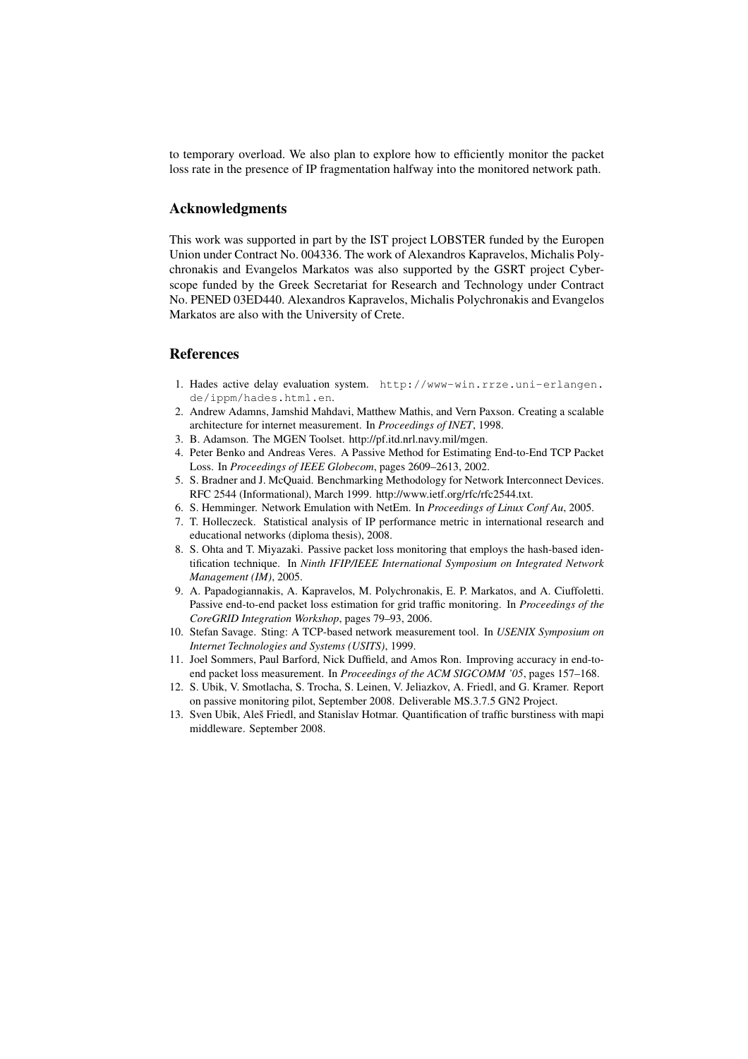to temporary overload. We also plan to explore how to efficiently monitor the packet loss rate in the presence of IP fragmentation halfway into the monitored network path.

## Acknowledgments

This work was supported in part by the IST project LOBSTER funded by the Europen Union under Contract No. 004336. The work of Alexandros Kapravelos, Michalis Polychronakis and Evangelos Markatos was also supported by the GSRT project Cyberscope funded by the Greek Secretariat for Research and Technology under Contract No. PENED 03ED440. Alexandros Kapravelos, Michalis Polychronakis and Evangelos Markatos are also with the University of Crete.

## References

1. Hades active delay evaluation system. `http://www-win.rrze.uni-erlangen.de/ippm/hades.html.en`.
2. Andrew Adamns, Jamshid Mahdavi, Matthew Mathis, and Vern Paxson. Creating a scalable architecture for internet measurement. In *Proceedings of INET*, 1998.
3. B. Adamson. The MGEN Toolset. http://pf.itd.nrl.navy.mil/mgen.
4. Peter Benko and Andreas Veres. A Passive Method for Estimating End-to-End TCP Packet Loss. In *Proceedings of IEEE Globecom*, pages 2609–2613, 2002.
5. S. Bradner and J. McQuaid. Benchmarking Methodology for Network Interconnect Devices. RFC 2544 (Informational), March 1999. http://www.ietf.org/rfc/rfc2544.txt.
6. S. Hemminger. Network Emulation with NetEm. In *Proceedings of Linux Conf Au*, 2005.
7. T. Holleczeck. Statistical analysis of IP performance metric in international research and educational networks (diploma thesis), 2008.
8. S. Ohta and T. Miyazaki. Passive packet loss monitoring that employs the hash-based identification technique. In *Ninth IFIP/IEEE International Symposium on Integrated Network Management (IM)*, 2005.
9. A. Papadogiannakis, A. Kapravelos, M. Polychronakis, E. P. Markatos, and A. Ciuffoletti. Passive end-to-end packet loss estimation for grid traffic monitoring. In *Proceedings of the CoreGRID Integration Workshop*, pages 79–93, 2006.
10. Stefan Savage. Sting: A TCP-based network measurement tool. In *USENIX Symposium on Internet Technologies and Systems (USITS)*, 1999.
11. Joel Sommers, Paul Barford, Nick Duffield, and Amos Ron. Improving accuracy in end-to-end packet loss measurement. In *Proceedings of the ACM SIGCOMM '05*, pages 157–168.
12. S. Ubik, V. Smotlacha, S. Trocha, S. Leinen, V. Jeliazkov, A. Friedl, and G. Kramer. Report on passive monitoring pilot, September 2008. Deliverable MS.3.7.5 GN2 Project.
13. Sven Ubik, Aleš Friedl, and Stanislav Hotmar. Quantification of traffic burstiness with mapi middleware. September 2008.